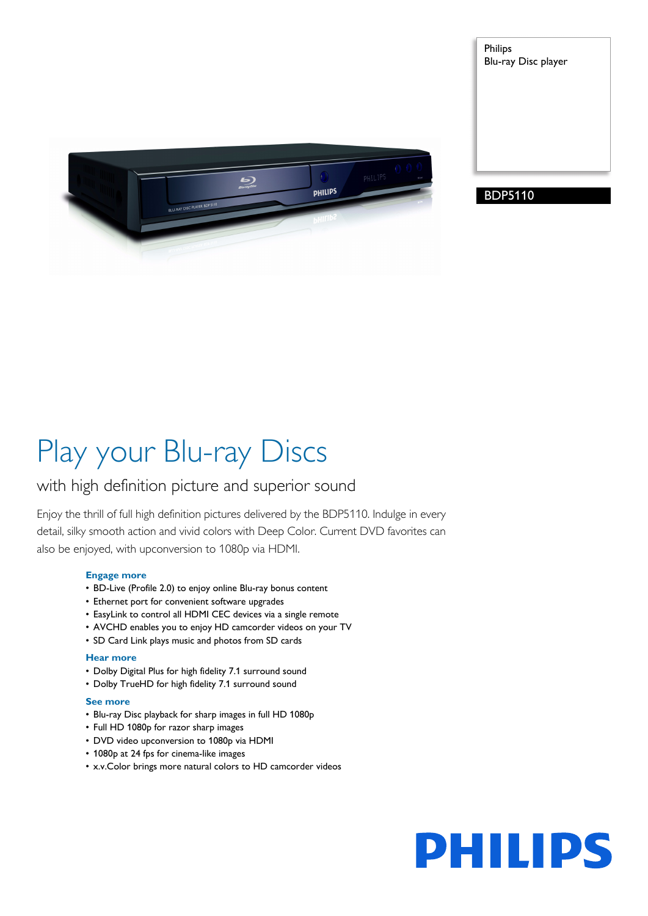Philips
Blu-ray Disc player

BDP5110

# Play your Blu-ray Discs

## with high definition picture and superior sound

Enjoy the thrill of full high definition pictures delivered by the BDP5110. Indulge in every detail, silky smooth action and vivid colors with Deep Color. Current DVD favorites can also be enjoyed, with upconversion to 1080p via HDMI.

### Engage more

- BD-Live (Profile 2.0) to enjoy online Blu-ray bonus content
- Ethernet port for convenient software upgrades
- EasyLink to control all HDMI CEC devices via a single remote
- AVCHD enables you to enjoy HD camcorder videos on your TV
- SD Card Link plays music and photos from SD cards

### Hear more

- Dolby Digital Plus for high fidelity 7.1 surround sound
- Dolby TrueHD for high fidelity 7.1 surround sound

### See more

- Blu-ray Disc playback for sharp images in full HD 1080p
- Full HD 1080p for razor sharp images
- DVD video upconversion to 1080p via HDMI
- 1080p at 24 fps for cinema-like images
- x.v.Color brings more natural colors to HD camcorder videos

PHILIPS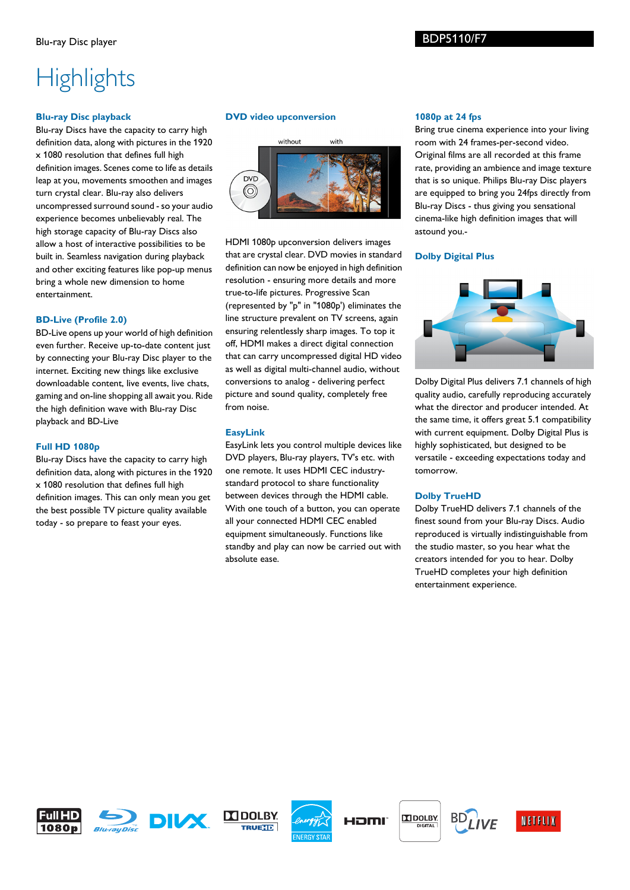Blu-ray Disc player

BDP5110/F7

# Highlights

### Blu-ray Disc playback

Blu-ray Discs have the capacity to carry high definition data, along with pictures in the 1920 x 1080 resolution that defines full high definition images. Scenes come to life as details leap at you, movements smoothen and images turn crystal clear. Blu-ray also delivers uncompressed surround sound - so your audio experience becomes unbelievably real. The high storage capacity of Blu-ray Discs also allow a host of interactive possibilities to be built in. Seamless navigation during playback and other exciting features like pop-up menus bring a whole new dimension to home entertainment.

### BD-Live (Profile 2.0)

BD-Live opens up your world of high definition even further. Receive up-to-date content just by connecting your Blu-ray Disc player to the internet. Exciting new things like exclusive downloadable content, live events, live chats, gaming and on-line shopping all await you. Ride the high definition wave with Blu-ray Disc playback and BD-Live

### Full HD 1080p

Blu-ray Discs have the capacity to carry high definition data, along with pictures in the 1920 x 1080 resolution that defines full high definition images. This can only mean you get the best possible TV picture quality available today - so prepare to feast your eyes.

### DVD video upconversion

HDMI 1080p upconversion delivers images that are crystal clear. DVD movies in standard definition can now be enjoyed in high definition resolution - ensuring more details and more true-to-life pictures. Progressive Scan (represented by "p" in "1080p') eliminates the line structure prevalent on TV screens, again ensuring relentlessly sharp images. To top it off, HDMI makes a direct digital connection that can carry uncompressed digital HD video as well as digital multi-channel audio, without conversions to analog - delivering perfect picture and sound quality, completely free from noise.

### EasyLink

EasyLink lets you control multiple devices like DVD players, Blu-ray players, TV's etc. with one remote. It uses HDMI CEC industry-standard protocol to share functionality between devices through the HDMI cable. With one touch of a button, you can operate all your connected HDMI CEC enabled equipment simultaneously. Functions like standby and play can now be carried out with absolute ease.

### 1080p at 24 fps

Bring true cinema experience into your living room with 24 frames-per-second video. Original films are all recorded at this frame rate, providing an ambience and image texture that is so unique. Philips Blu-ray Disc players are equipped to bring you 24fps directly from Blu-ray Discs - thus giving you sensational cinema-like high definition images that will astound you.-

### Dolby Digital Plus

Dolby Digital Plus delivers 7.1 channels of high quality audio, carefully reproducing accurately what the director and producer intended. At the same time, it offers great 5.1 compatibility with current equipment. Dolby Digital Plus is highly sophisticated, but designed to be versatile - exceeding expectations today and tomorrow.

### Dolby TrueHD

Dolby TrueHD delivers 7.1 channels of the finest sound from your Blu-ray Discs. Audio reproduced is virtually indistinguishable from the studio master, so you hear what the creators intended for you to hear. Dolby TrueHD completes your high definition entertainment experience.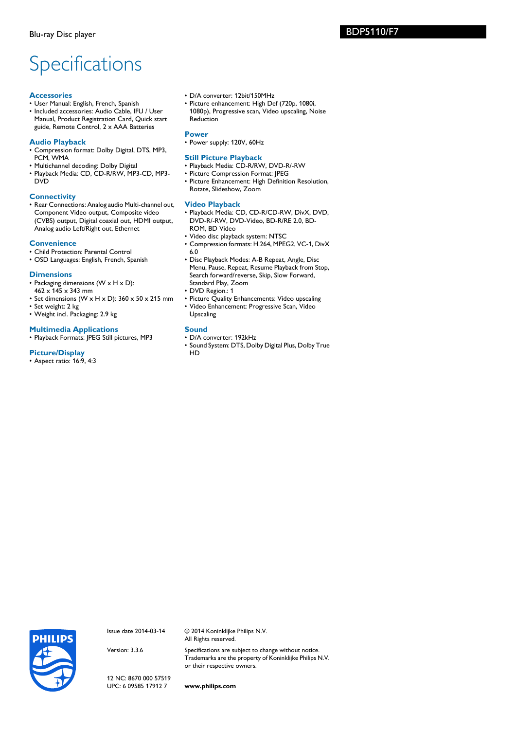Blu-ray Disc player

BDP5110/F7

# Specifications

### Accessories
- User Manual: English, French, Spanish
- Included accessories: Audio Cable, IFU / User Manual, Product Registration Card, Quick start guide, Remote Control, 2 x AAA Batteries

### Audio Playback
- Compression format: Dolby Digital, DTS, MP3, PCM, WMA
- Multichannel decoding: Dolby Digital
- Playback Media: CD, CD-R/RW, MP3-CD, MP3-DVD

### Connectivity
- Rear Connections: Analog audio Multi-channel out, Component Video output, Composite video (CVBS) output, Digital coaxial out, HDMI output, Analog audio Left/Right out, Ethernet

### Convenience
- Child Protection: Parental Control
- OSD Languages: English, French, Spanish

### Dimensions
- Packaging dimensions (W x H x D): 462 x 145 x 343 mm
- Set dimensions (W x H x D): 360 x 50 x 215 mm
- Set weight: 2 kg
- Weight incl. Packaging: 2.9 kg

### Multimedia Applications
- Playback Formats: JPEG Still pictures, MP3

### Picture/Display
- Aspect ratio: 16:9, 4:3
- D/A converter: 12bit/150MHz
- Picture enhancement: High Def (720p, 1080i, 1080p), Progressive scan, Video upscaling, Noise Reduction

### Power
- Power supply: 120V, 60Hz

### Still Picture Playback
- Playback Media: CD-R/RW, DVD-R/-RW
- Picture Compression Format: JPEG
- Picture Enhancement: High Definition Resolution, Rotate, Slideshow, Zoom

### Video Playback
- Playback Media: CD, CD-R/CD-RW, DivX, DVD, DVD-R/-RW, DVD-Video, BD-R/RE 2.0, BD-ROM, BD Video
- Video disc playback system: NTSC
- Compression formats: H.264, MPEG2, VC-1, DivX 6.0
- Disc Playback Modes: A-B Repeat, Angle, Disc Menu, Pause, Repeat, Resume Playback from Stop, Search forward/reverse, Skip, Slow Forward, Standard Play, Zoom
- DVD Region.: 1
- Picture Quality Enhancements: Video upscaling
- Video Enhancement: Progressive Scan, Video Upscaling

### Sound
- D/A converter: 192kHz
- Sound System: DTS, Dolby Digital Plus, Dolby True HD

Issue date 2014-03-14

Version: 3.3.6

12 NC: 8670 000 57519
UPC: 6 09585 17912 7

© 2014 Koninklijke Philips N.V.
All Rights reserved.

Specifications are subject to change without notice. Trademarks are the property of Koninklijke Philips N.V. or their respective owners.

**www.philips.com**